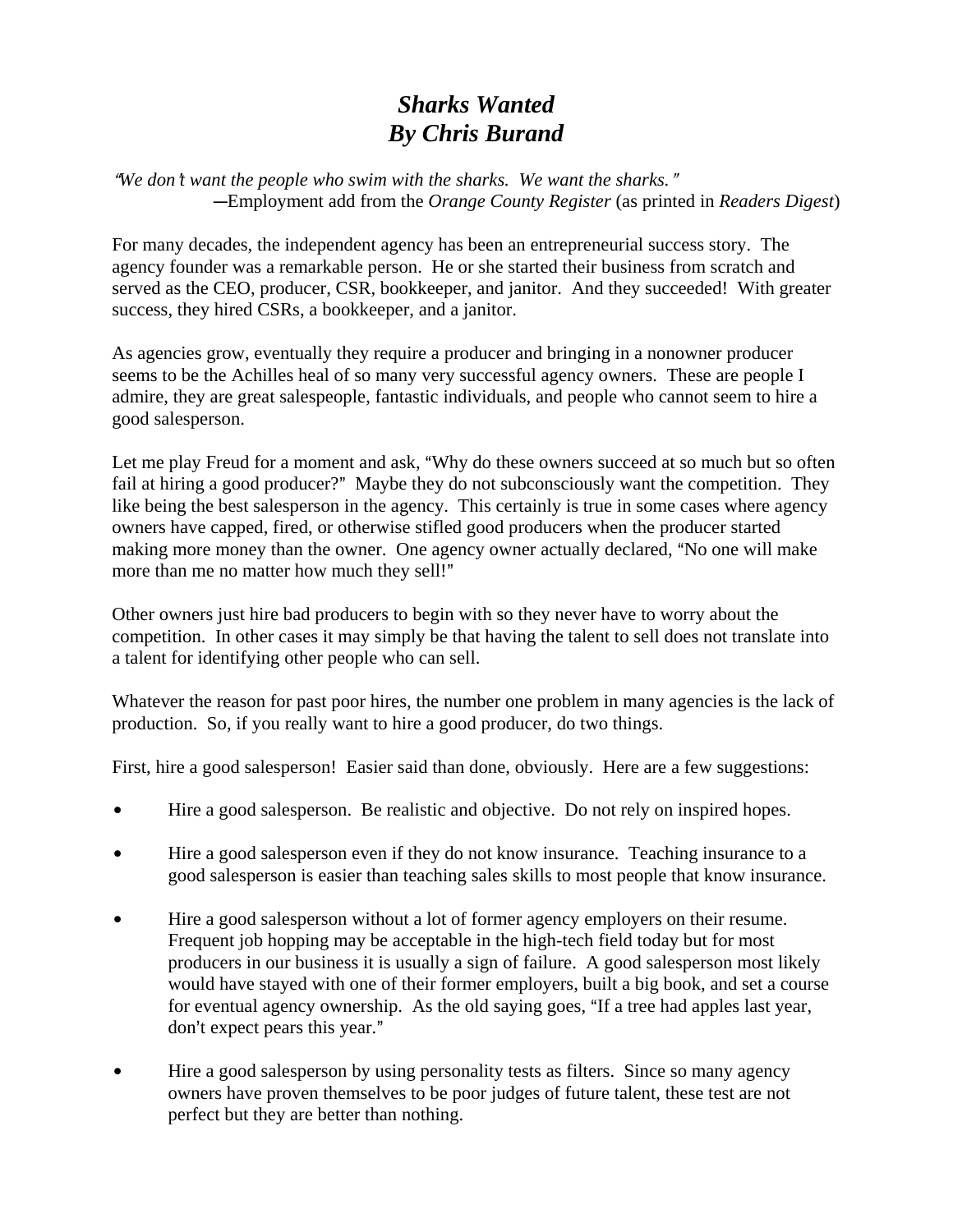# *Sharks Wanted*
# *By Chris Burand*

*"We don't want the people who swim with the sharks. We want the sharks."*
—Employment add from the *Orange County Register* (as printed in *Readers Digest*)

For many decades, the independent agency has been an entrepreneurial success story. The agency founder was a remarkable person. He or she started their business from scratch and served as the CEO, producer, CSR, bookkeeper, and janitor. And they succeeded! With greater success, they hired CSRs, a bookkeeper, and a janitor.

As agencies grow, eventually they require a producer and bringing in a nonowner producer seems to be the Achilles heal of so many very successful agency owners. These are people I admire, they are great salespeople, fantastic individuals, and people who cannot seem to hire a good salesperson.

Let me play Freud for a moment and ask, "Why do these owners succeed at so much but so often fail at hiring a good producer?" Maybe they do not subconsciously want the competition. They like being the best salesperson in the agency. This certainly is true in some cases where agency owners have capped, fired, or otherwise stifled good producers when the producer started making more money than the owner. One agency owner actually declared, "No one will make more than me no matter how much they sell!"

Other owners just hire bad producers to begin with so they never have to worry about the competition. In other cases it may simply be that having the talent to sell does not translate into a talent for identifying other people who can sell.

Whatever the reason for past poor hires, the number one problem in many agencies is the lack of production. So, if you really want to hire a good producer, do two things.

First, hire a good salesperson! Easier said than done, obviously. Here are a few suggestions:

- Hire a good salesperson. Be realistic and objective. Do not rely on inspired hopes.
- Hire a good salesperson even if they do not know insurance. Teaching insurance to a good salesperson is easier than teaching sales skills to most people that know insurance.
- Hire a good salesperson without a lot of former agency employers on their resume. Frequent job hopping may be acceptable in the high-tech field today but for most producers in our business it is usually a sign of failure. A good salesperson most likely would have stayed with one of their former employers, built a big book, and set a course for eventual agency ownership. As the old saying goes, "If a tree had apples last year, don't expect pears this year."
- Hire a good salesperson by using personality tests as filters. Since so many agency owners have proven themselves to be poor judges of future talent, these test are not perfect but they are better than nothing.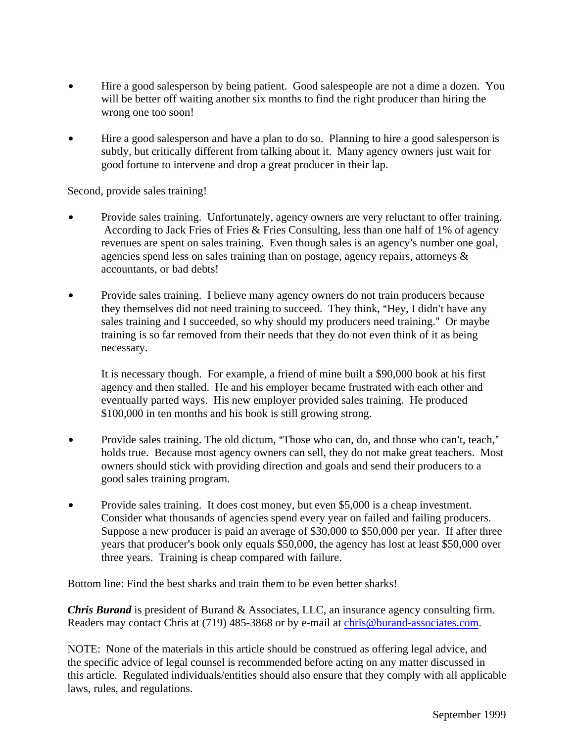- Hire a good salesperson by being patient. Good salespeople are not a dime a dozen. You will be better off waiting another six months to find the right producer than hiring the wrong one too soon!

- Hire a good salesperson and have a plan to do so. Planning to hire a good salesperson is subtly, but critically different from talking about it. Many agency owners just wait for good fortune to intervene and drop a great producer in their lap.

Second, provide sales training!

- Provide sales training. Unfortunately, agency owners are very reluctant to offer training. According to Jack Fries of Fries & Fries Consulting, less than one half of 1% of agency revenues are spent on sales training. Even though sales is an agency's number one goal, agencies spend less on sales training than on postage, agency repairs, attorneys & accountants, or bad debts!

- Provide sales training. I believe many agency owners do not train producers because they themselves did not need training to succeed. They think, "Hey, I didn't have any sales training and I succeeded, so why should my producers need training." Or maybe training is so far removed from their needs that they do not even think of it as being necessary.

  It is necessary though. For example, a friend of mine built a $90,000 book at his first agency and then stalled. He and his employer became frustrated with each other and eventually parted ways. His new employer provided sales training. He produced $100,000 in ten months and his book is still growing strong.

- Provide sales training. The old dictum, "Those who can, do, and those who can't, teach," holds true. Because most agency owners can sell, they do not make great teachers. Most owners should stick with providing direction and goals and send their producers to a good sales training program.

- Provide sales training. It does cost money, but even $5,000 is a cheap investment. Consider what thousands of agencies spend every year on failed and failing producers. Suppose a new producer is paid an average of $30,000 to $50,000 per year. If after three years that producer's book only equals $50,000, the agency has lost at least $50,000 over three years. Training is cheap compared with failure.

Bottom line: Find the best sharks and train them to be even better sharks!

***Chris Burand*** is president of Burand & Associates, LLC, an insurance agency consulting firm. Readers may contact Chris at (719) 485-3868 or by e-mail at chris@burand-associates.com.

NOTE: None of the materials in this article should be construed as offering legal advice, and the specific advice of legal counsel is recommended before acting on any matter discussed in this article. Regulated individuals/entities should also ensure that they comply with all applicable laws, rules, and regulations.

September 1999